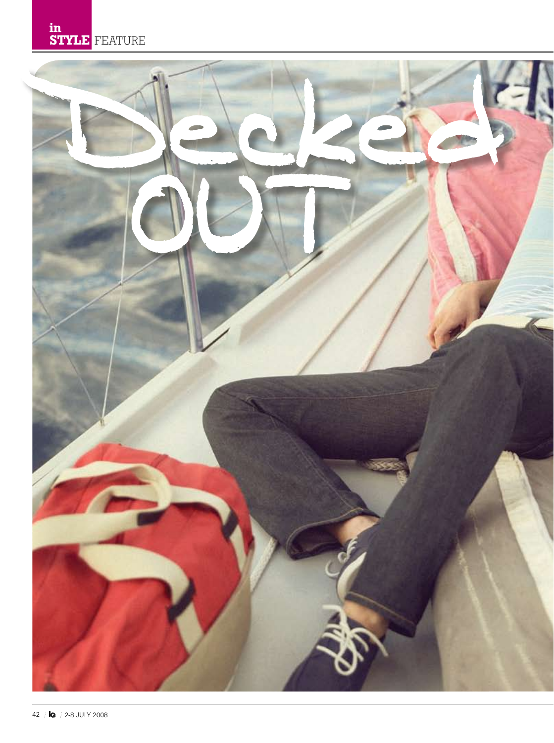# Decked OUT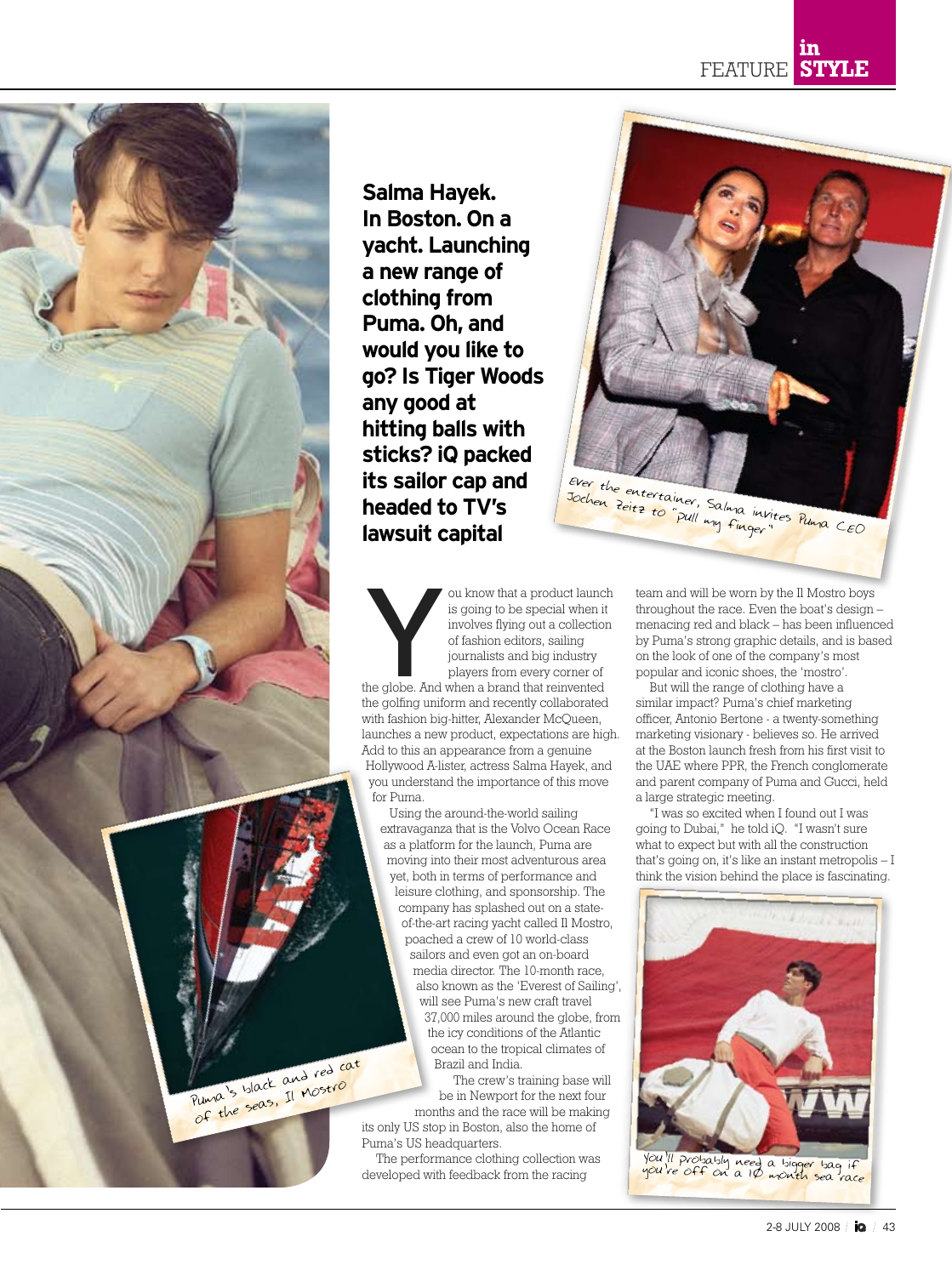**Salma Hayek. In Boston. On a yacht. Launching a new range of clothing from Puma. Oh, and would you like to go? Is Tiger Woods any good at hitting balls with sticks? iQ packed its sailor cap and headed to TV's lawsuit capital**

Ever the entertainer, Salma invites Puma CEO Jochen Zeitz to "pull my finger"

You know that a product launch is going to be special when it involves flying out a collection of fashion editors, sailing journalists and big industry players from every corner of the globe. And when a brand that reinvented the golfing uniform and recently collaborated with fashion big-hitter, Alexander McQueen, launches a new product, expectations are high. Add to this an appearance from a genuine Hollywood A-lister, actress Salma Hayek, and you understand the importance of this move for Puma.

Using the around-the-world sailing extravaganza that is the Volvo Ocean Race as a platform for the launch, Puma are moving into their most adventurous area yet, both in terms of performance and leisure clothing, and sponsorship. The company has splashed out on a state-of-the-art racing yacht called Il Mostro, poached a crew of 10 world-class sailors and even got an on-board media director. The 10-month race, also known as the 'Everest of Sailing', will see Puma's new craft travel 37,000 miles around the globe, from the icy conditions of the Atlantic ocean to the tropical climates of Brazil and India.

The crew's training base will be in Newport for the next four months and the race will be making its only US stop in Boston, also the home of Puma's US headquarters.

The performance clothing collection was developed with feedback from the racing team and will be worn by the Il Mostro boys throughout the race. Even the boat's design – menacing red and black – has been influenced by Puma's strong graphic details, and is based on the look of one of the company's most popular and iconic shoes, the 'mostro'.

But will the range of clothing have a similar impact? Puma's chief marketing officer, Antonio Bertone - a twenty-something marketing visionary - believes so. He arrived at the Boston launch fresh from his first visit to the UAE where PPR, the French conglomerate and parent company of Puma and Gucci, held a large strategic meeting.

"I was so excited when I found out I was going to Dubai," he told iQ. "I wasn't sure what to expect but with all the construction that's going on, it's like an instant metropolis – I think the vision behind the place is fascinating.

Puma's black and red cat of the seas, Il Mostro

You'll probably need a bigger bag if you're off on a 10 month sea race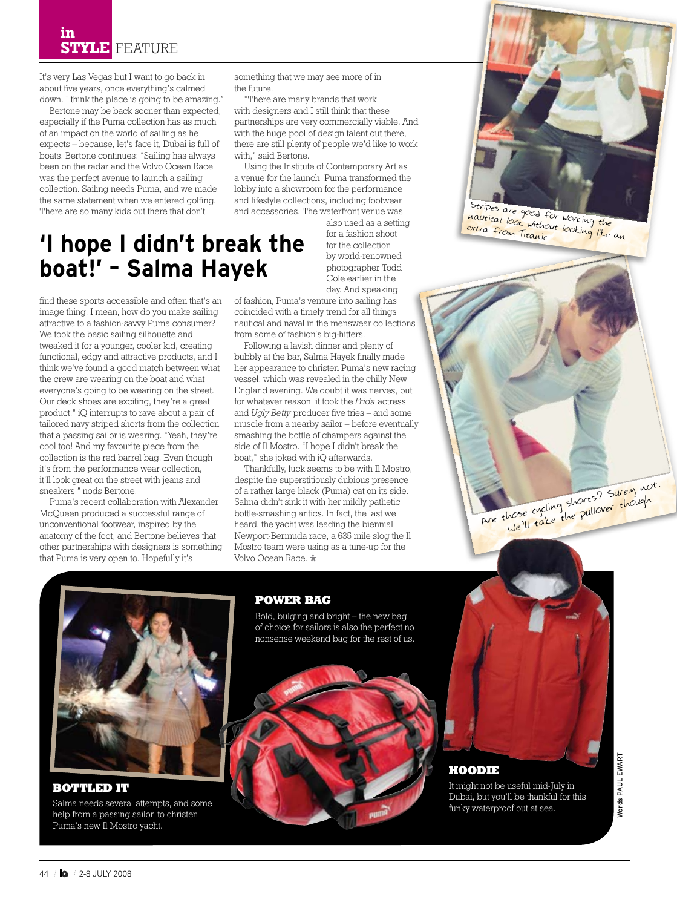in **STYLE** FEATURE

It's very Las Vegas but I want to go back in about five years, once everything's calmed down. I think the place is going to be amazing."

Bertone may be back sooner than expected, especially if the Puma collection has as much of an impact on the world of sailing as he expects – because, let's face it, Dubai is full of boats. Bertone continues: "Sailing has always been on the radar and the Volvo Ocean Race was the perfect avenue to launch a sailing collection. Sailing needs Puma, and we made the same statement when we entered golfing. There are so many kids out there that don't find these sports accessible and often that's an image thing. I mean, how do you make sailing attractive to a fashion-savvy Puma consumer? We took the basic sailing silhouette and tweaked it for a younger, cooler kid, creating functional, edgy and attractive products, and I think we've found a good match between what the crew are wearing on the boat and what everyone's going to be wearing on the street. Our deck shoes are exciting, they're a great product." iQ interrupts to rave about a pair of tailored navy striped shorts from the collection that a passing sailor is wearing. "Yeah, they're cool too! And my favourite piece from the collection is the red barrel bag. Even though it's from the performance wear collection, it'll look great on the street with jeans and sneakers," nods Bertone.

Puma's recent collaboration with Alexander McQueen produced a successful range of unconventional footwear, inspired by the anatomy of the foot, and Bertone believes that other partnerships with designers is something that Puma is very open to. Hopefully it's something that we may see more of in the future.

"There are many brands that work with designers and I still think that these partnerships are very commercially viable. And with the huge pool of design talent out there, there are still plenty of people we'd like to work with," said Bertone.

Using the Institute of Contemporary Art as a venue for the launch, Puma transformed the lobby into a showroom for the performance and lifestyle collections, including footwear and accessories. The waterfront venue was also used as a setting for a fashion shoot for the collection by world-renowned photographer Todd Cole earlier in the day. And speaking of fashion, Puma's venture into sailing has coincided with a timely trend for all things nautical and naval in the menswear collections from some of fashion's big-hitters.

## 'I hope I didn't break the boat!' – Salma Hayek

Following a lavish dinner and plenty of bubbly at the bar, Salma Hayek finally made her appearance to christen Puma's new racing vessel, which was revealed in the chilly New England evening. We doubt it was nerves, but for whatever reason, it took the *Frida* actress and *Ugly Betty* producer five tries – and some muscle from a nearby sailor – before eventually smashing the bottle of champers against the side of Il Mostro. "I hope I didn't break the boat," she joked with iQ afterwards.

Thankfully, luck seems to be with Il Mostro, despite the superstitiously dubious presence of a rather large black (Puma) cat on its side. Salma didn't sink it with her mildly pathetic bottle-smashing antics. In fact, the last we heard, the yacht was leading the biennial Newport-Bermuda race, a 635 mile slog the Il Mostro team were using as a tune-up for the Volvo Ocean Race.

Stripes are good for working the nautical look without looking like an extra from Titanic

Are those cycling shorts? Surely not. We'll take the pullover though

### BOTTLED IT

Salma needs several attempts, and some help from a passing sailor, to christen Puma's new Il Mostro yacht.

### POWER BAG

Bold, bulging and bright – the new bag of choice for sailors is also the perfect no nonsense weekend bag for the rest of us.

### HOODIE

It might not be useful mid-July in Dubai, but you'll be thankful for this funky waterproof out at sea.

Words PAUL EWART